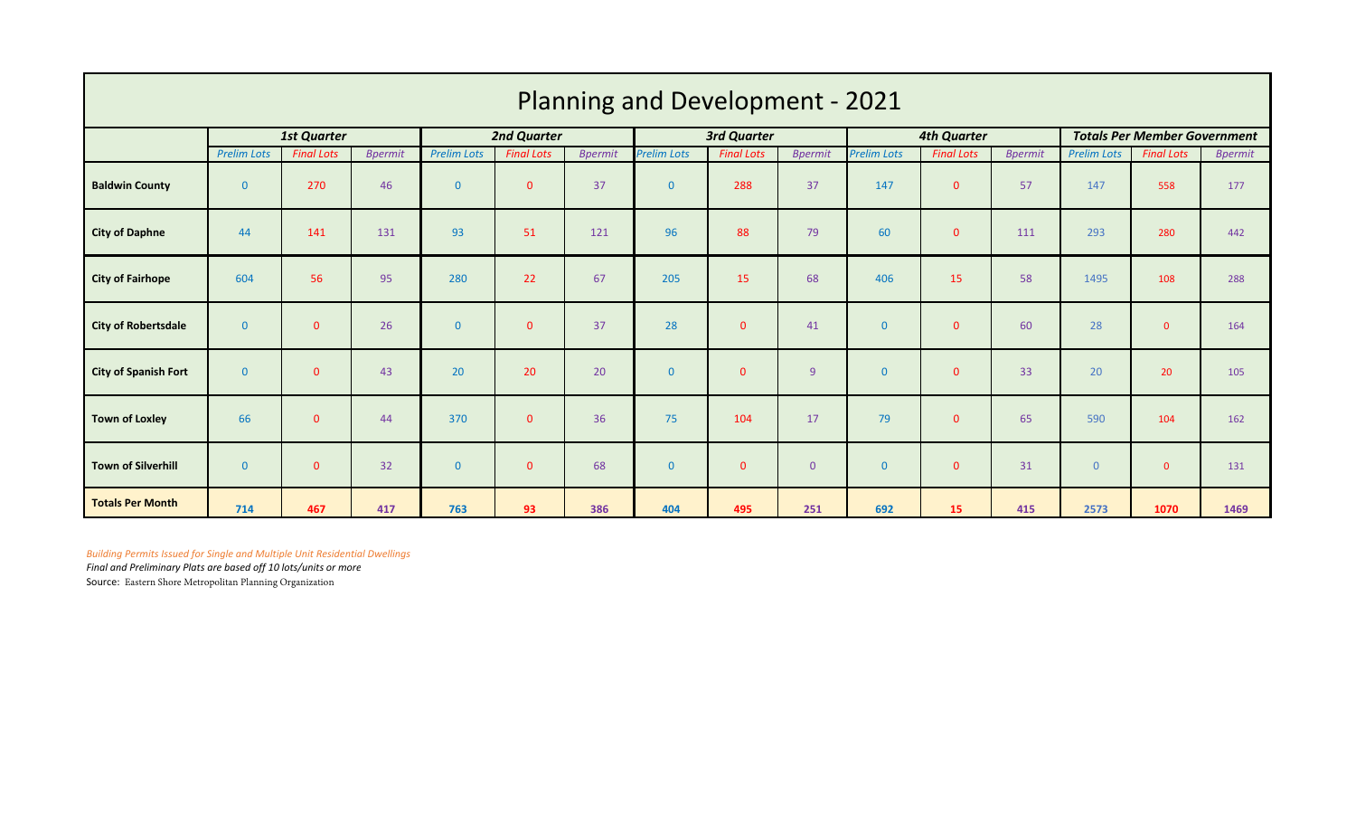# Planning and Development - 2021

| | 1st Quarter | | | 2nd Quarter | | | 3rd Quarter | | | 4th Quarter | | | Totals Per Member Government | | |
|---|---|---|---|---|---|---|---|---|---|---|---|---|---|---|---|
| | *Prelim Lots* | *Final Lots* | *Bpermit* | *Prelim Lots* | *Final Lots* | *Bpermit* | *Prelim Lots* | *Final Lots* | *Bpermit* | *Prelim Lots* | *Final Lots* | *Bpermit* | *Prelim Lots* | *Final Lots* | *Bpermit* |
| **Baldwin County** | 0 | 270 | 46 | 0 | 0 | 37 | 0 | 288 | 37 | 147 | 0 | 57 | 147 | 558 | 177 |
| **City of Daphne** | 44 | 141 | 131 | 93 | 51 | 121 | 96 | 88 | 79 | 60 | 0 | 111 | 293 | 280 | 442 |
| **City of Fairhope** | 604 | 56 | 95 | 280 | 22 | 67 | 205 | 15 | 68 | 406 | 15 | 58 | 1495 | 108 | 288 |
| **City of Robertsdale** | 0 | 0 | 26 | 0 | 0 | 37 | 28 | 0 | 41 | 0 | 0 | 60 | 28 | 0 | 164 |
| **City of Spanish Fort** | 0 | 0 | 43 | 20 | 20 | 20 | 0 | 0 | 9 | 0 | 0 | 33 | 20 | 20 | 105 |
| **Town of Loxley** | 66 | 0 | 44 | 370 | 0 | 36 | 75 | 104 | 17 | 79 | 0 | 65 | 590 | 104 | 162 |
| **Town of Silverhill** | 0 | 0 | 32 | 0 | 0 | 68 | 0 | 0 | 0 | 0 | 0 | 31 | 0 | 0 | 131 |
| **Totals Per Month** | **714** | **467** | **417** | **763** | **93** | **386** | **404** | **495** | **251** | **692** | **15** | **415** | **2573** | **1070** | **1469** |

*Building Permits Issued for Single and Multiple Unit Residential Dwellings*

*Final and Preliminary Plats are based off 10 lots/units or more*

Source: Eastern Shore Metropolitan Planning Organization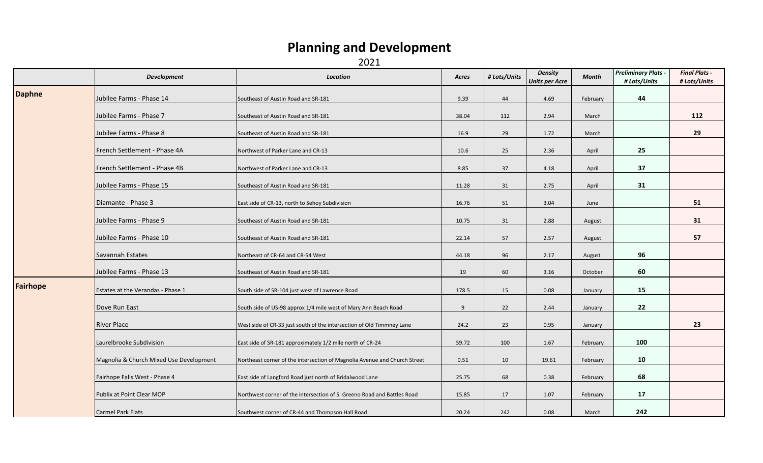# Planning and Development

2021

| | *Development* | *Location* | *Acres* | *# Lots/Units* | *Density Units per Acre* | *Month* | *Preliminary Plats - # Lots/Units* | *Final Plats - # Lots/Units* |
|---|---|---|---|---|---|---|---|---|
| **Daphne** | Jubilee Farms - Phase 14 | Southeast of Austin Road and SR-181 | 9.39 | 44 | 4.69 | February | **44** | |
| | Jubilee Farms - Phase 7 | Southeast of Austin Road and SR-181 | 38.04 | 112 | 2.94 | March | | **112** |
| | Jubilee Farms - Phase 8 | Southeast of Austin Road and SR-181 | 16.9 | 29 | 1.72 | March | | **29** |
| | French Settlement - Phase 4A | Northwest of Parker Lane and CR-13 | 10.6 | 25 | 2.36 | April | **25** | |
| | French Settlement - Phase 4B | Northwest of Parker Lane and CR-13 | 8.85 | 37 | 4.18 | April | **37** | |
| | Jubilee Farms - Phase 15 | Southeast of Austin Road and SR-181 | 11.28 | 31 | 2.75 | April | **31** | |
| | Diamante - Phase 3 | East side of CR-13, north to Sehoy Subdivision | 16.76 | 51 | 3.04 | June | | **51** |
| | Jubilee Farms - Phase 9 | Southeast of Austin Road and SR-181 | 10.75 | 31 | 2.88 | August | | **31** |
| | Jubilee Farms - Phase 10 | Southeast of Austin Road and SR-181 | 22.14 | 57 | 2.57 | August | | **57** |
| | Savannah Estates | Northeast of CR-64 and CR-54 West | 44.18 | 96 | 2.17 | August | **96** | |
| | Jubilee Farms - Phase 13 | Southeast of Austin Road and SR-181 | 19 | 60 | 3.16 | October | **60** | |
| **Fairhope** | Estates at the Verandas - Phase 1 | South side of SR-104 just west of Lawrence Road | 178.5 | 15 | 0.08 | January | **15** | |
| | Dove Run East | South side of US-98 approx 1/4 mile west of Mary Ann Beach Road | 9 | 22 | 2.44 | January | **22** | |
| | River Place | West side of CR-33 just south of the intersection of Old Timmney Lane | 24.2 | 23 | 0.95 | January | | **23** |
| | Laurelbrooke Subdivision | East side of SR-181 approximately 1/2 mile north of CR-24 | 59.72 | 100 | 1.67 | February | **100** | |
| | Magnolia & Church Mixed Use Development | Northeast corner of the intersection of Magnolia Avenue and Church Street | 0.51 | 10 | 19.61 | February | **10** | |
| | Fairhope Falls West - Phase 4 | East side of Langford Road just north of Bridalwood Lane | 25.75 | 68 | 0.38 | February | **68** | |
| | Publix at Point Clear MOP | Northwest corner of the intersection of S. Greeno Road and Battles Road | 15.85 | 17 | 1.07 | February | **17** | |
| | Carmel Park Flats | Southwest corner of CR-44 and Thompson Hall Road | 20.24 | 242 | 0.08 | March | **242** | |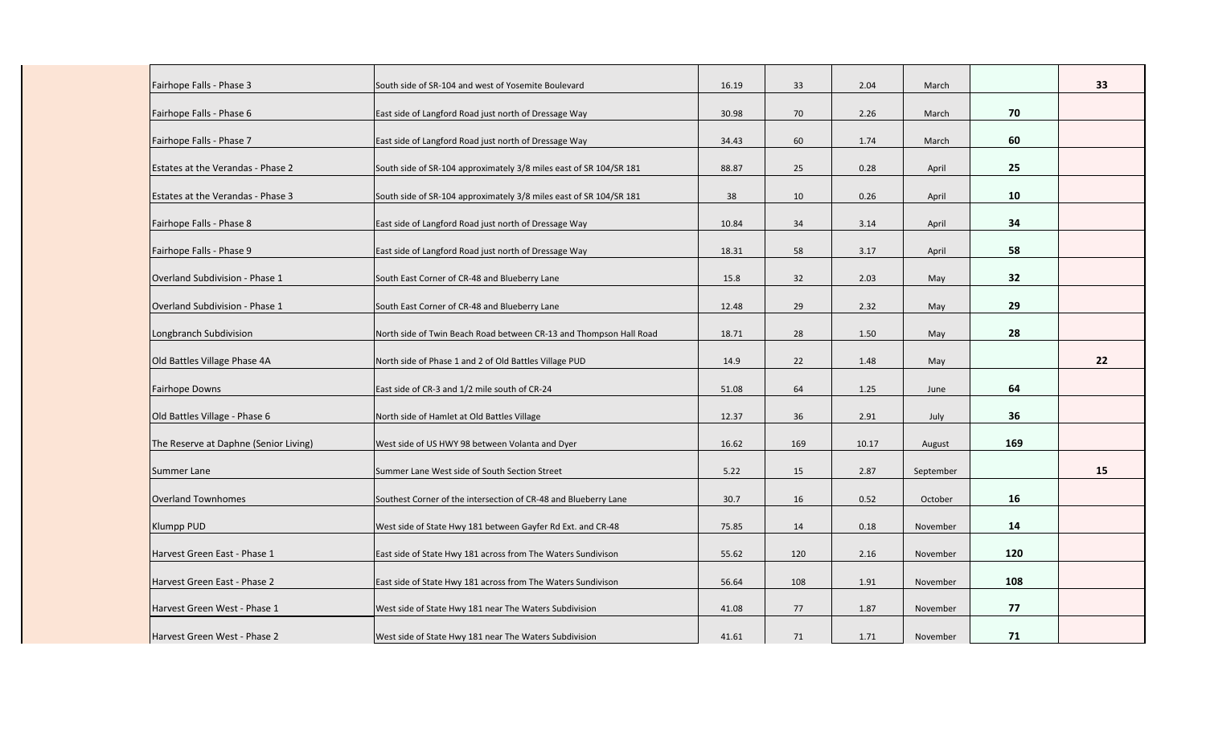| | | | | | | | |
|---|---|---|---|---|---|---|---|
| Fairhope Falls - Phase 3 | South side of SR-104 and west of Yosemite Boulevard | 16.19 | 33 | 2.04 | March | | **33** |
| Fairhope Falls - Phase 6 | East side of Langford Road just north of Dressage Way | 30.98 | 70 | 2.26 | March | **70** | |
| Fairhope Falls - Phase 7 | East side of Langford Road just north of Dressage Way | 34.43 | 60 | 1.74 | March | **60** | |
| Estates at the Verandas - Phase 2 | South side of SR-104 approximately 3/8 miles east of SR 104/SR 181 | 88.87 | 25 | 0.28 | April | **25** | |
| Estates at the Verandas - Phase 3 | South side of SR-104 approximately 3/8 miles east of SR 104/SR 181 | 38 | 10 | 0.26 | April | **10** | |
| Fairhope Falls - Phase 8 | East side of Langford Road just north of Dressage Way | 10.84 | 34 | 3.14 | April | **34** | |
| Fairhope Falls - Phase 9 | East side of Langford Road just north of Dressage Way | 18.31 | 58 | 3.17 | April | **58** | |
| Overland Subdivision - Phase 1 | South East Corner of CR-48 and Blueberry Lane | 15.8 | 32 | 2.03 | May | **32** | |
| Overland Subdivision - Phase 1 | South East Corner of CR-48 and Blueberry Lane | 12.48 | 29 | 2.32 | May | **29** | |
| Longbranch Subdivision | North side of Twin Beach Road between CR-13 and Thompson Hall Road | 18.71 | 28 | 1.50 | May | **28** | |
| Old Battles Village Phase 4A | North side of Phase 1 and 2 of Old Battles Village PUD | 14.9 | 22 | 1.48 | May | | **22** |
| Fairhope Downs | East side of CR-3 and 1/2 mile south of CR-24 | 51.08 | 64 | 1.25 | June | **64** | |
| Old Battles Village - Phase 6 | North side of Hamlet at Old Battles Village | 12.37 | 36 | 2.91 | July | **36** | |
| The Reserve at Daphne (Senior Living) | West side of US HWY 98 between Volanta and Dyer | 16.62 | 169 | 10.17 | August | **169** | |
| Summer Lane | Summer Lane West side of South Section Street | 5.22 | 15 | 2.87 | September | | **15** |
| Overland Townhomes | Southest Corner of the intersection of CR-48 and Blueberry Lane | 30.7 | 16 | 0.52 | October | **16** | |
| Klumpp PUD | West side of State Hwy 181 between Gayfer Rd Ext. and CR-48 | 75.85 | 14 | 0.18 | November | **14** | |
| Harvest Green East - Phase 1 | East side of State Hwy 181 across from The Waters Sundivison | 55.62 | 120 | 2.16 | November | **120** | |
| Harvest Green East - Phase 2 | East side of State Hwy 181 across from The Waters Sundivison | 56.64 | 108 | 1.91 | November | **108** | |
| Harvest Green West - Phase 1 | West side of State Hwy 181 near The Waters Subdivision | 41.08 | 77 | 1.87 | November | **77** | |
| Harvest Green West - Phase 2 | West side of State Hwy 181 near The Waters Subdivision | 41.61 | 71 | 1.71 | November | **71** | |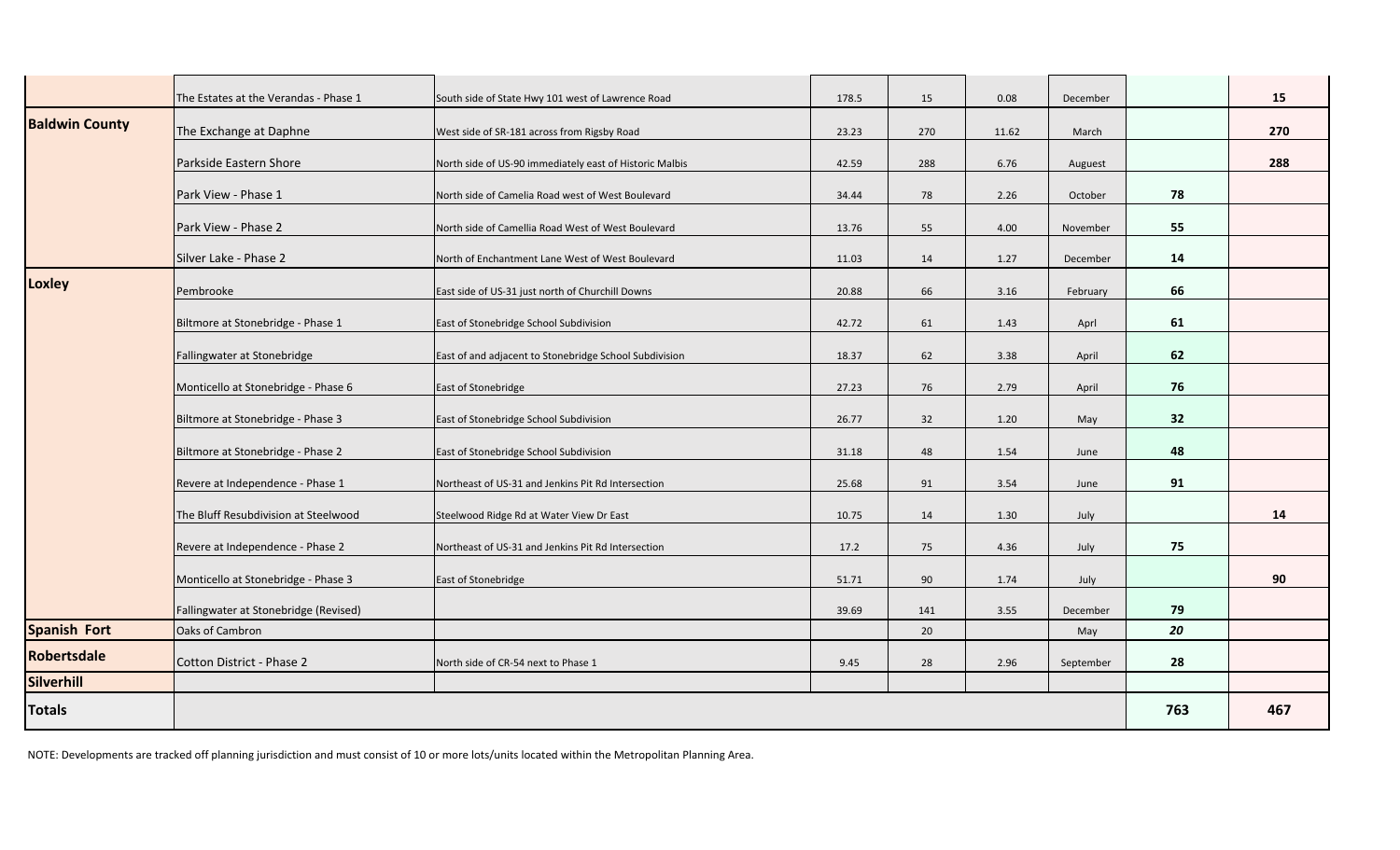| | | | | | | | | |
|---|---|---|---|---|---|---|---|---|
| | The Estates at the Verandas - Phase 1 | South side of State Hwy 101 west of Lawrence Road | 178.5 | 15 | 0.08 | December | | **15** |
| **Baldwin County** | The Exchange at Daphne | West side of SR-181 across from Rigsby Road | 23.23 | 270 | 11.62 | March | | **270** |
| | Parkside Eastern Shore | North side of US-90 immediately east of Historic Malbis | 42.59 | 288 | 6.76 | Auguest | | **288** |
| | Park View - Phase 1 | North side of Camelia Road west of West Boulevard | 34.44 | 78 | 2.26 | October | **78** | |
| | Park View - Phase 2 | North side of Camellia Road West of West Boulevard | 13.76 | 55 | 4.00 | November | **55** | |
| | Silver Lake - Phase 2 | North of Enchantment Lane West of West Boulevard | 11.03 | 14 | 1.27 | December | **14** | |
| **Loxley** | Pembrooke | East side of US-31 just north of Churchill Downs | 20.88 | 66 | 3.16 | February | **66** | |
| | Biltmore at Stonebridge - Phase 1 | East of Stonebridge School Subdivision | 42.72 | 61 | 1.43 | Aprl | **61** | |
| | Fallingwater at Stonebridge | East of and adjacent to Stonebridge School Subdivision | 18.37 | 62 | 3.38 | April | **62** | |
| | Monticello at Stonebridge - Phase 6 | East of Stonebridge | 27.23 | 76 | 2.79 | April | **76** | |
| | Biltmore at Stonebridge - Phase 3 | East of Stonebridge School Subdivision | 26.77 | 32 | 1.20 | May | **32** | |
| | Biltmore at Stonebridge - Phase 2 | East of Stonebridge School Subdivision | 31.18 | 48 | 1.54 | June | **48** | |
| | Revere at Independence - Phase 1 | Northeast of US-31 and Jenkins Pit Rd Intersection | 25.68 | 91 | 3.54 | June | **91** | |
| | The Bluff Resubdivision at Steelwood | Steelwood Ridge Rd at Water View Dr East | 10.75 | 14 | 1.30 | July | | **14** |
| | Revere at Independence - Phase 2 | Northeast of US-31 and Jenkins Pit Rd Intersection | 17.2 | 75 | 4.36 | July | **75** | |
| | Monticello at Stonebridge - Phase 3 | East of Stonebridge | 51.71 | 90 | 1.74 | July | | **90** |
| | Fallingwater at Stonebridge (Revised) | | 39.69 | 141 | 3.55 | December | **79** | |
| **Spanish Fort** | Oaks of Cambron | | | 20 | | May | ***20*** | |
| **Robertsdale** | Cotton District - Phase 2 | North side of CR-54 next to Phase 1 | 9.45 | 28 | 2.96 | September | **28** | |
| **Silverhill** | | | | | | | | |
| **Totals** | | | | | | | **763** | **467** |

NOTE: Developments are tracked off planning jurisdiction and must consist of 10 or more lots/units located within the Metropolitan Planning Area.